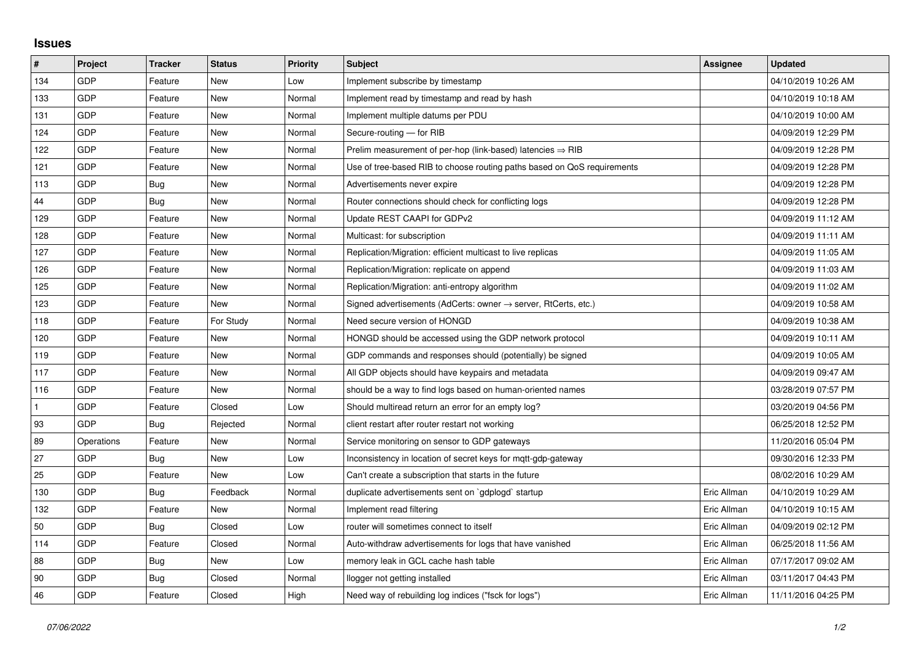# Issues

| # | Project | Tracker | Status | Priority | Subject | Assignee | Updated |
|---|---|---|---|---|---|---|---|
| 134 | GDP | Feature | New | Low | Implement subscribe by timestamp | | 04/10/2019 10:26 AM |
| 133 | GDP | Feature | New | Normal | Implement read by timestamp and read by hash | | 04/10/2019 10:18 AM |
| 131 | GDP | Feature | New | Normal | Implement multiple datums per PDU | | 04/10/2019 10:00 AM |
| 124 | GDP | Feature | New | Normal | Secure-routing — for RIB | | 04/09/2019 12:29 PM |
| 122 | GDP | Feature | New | Normal | Prelim measurement of per-hop (link-based) latencies ⇒ RIB | | 04/09/2019 12:28 PM |
| 121 | GDP | Feature | New | Normal | Use of tree-based RIB to choose routing paths based on QoS requirements | | 04/09/2019 12:28 PM |
| 113 | GDP | Bug | New | Normal | Advertisements never expire | | 04/09/2019 12:28 PM |
| 44 | GDP | Bug | New | Normal | Router connections should check for conflicting logs | | 04/09/2019 12:28 PM |
| 129 | GDP | Feature | New | Normal | Update REST CAAPI for GDPv2 | | 04/09/2019 11:12 AM |
| 128 | GDP | Feature | New | Normal | Multicast: for subscription | | 04/09/2019 11:11 AM |
| 127 | GDP | Feature | New | Normal | Replication/Migration: efficient multicast to live replicas | | 04/09/2019 11:05 AM |
| 126 | GDP | Feature | New | Normal | Replication/Migration: replicate on append | | 04/09/2019 11:03 AM |
| 125 | GDP | Feature | New | Normal | Replication/Migration: anti-entropy algorithm | | 04/09/2019 11:02 AM |
| 123 | GDP | Feature | New | Normal | Signed advertisements (AdCerts: owner → server, RtCerts, etc.) | | 04/09/2019 10:58 AM |
| 118 | GDP | Feature | For Study | Normal | Need secure version of HONGD | | 04/09/2019 10:38 AM |
| 120 | GDP | Feature | New | Normal | HONGD should be accessed using the GDP network protocol | | 04/09/2019 10:11 AM |
| 119 | GDP | Feature | New | Normal | GDP commands and responses should (potentially) be signed | | 04/09/2019 10:05 AM |
| 117 | GDP | Feature | New | Normal | All GDP objects should have keypairs and metadata | | 04/09/2019 09:47 AM |
| 116 | GDP | Feature | New | Normal | should be a way to find logs based on human-oriented names | | 03/28/2019 07:57 PM |
| 1 | GDP | Feature | Closed | Low | Should multiread return an error for an empty log? | | 03/20/2019 04:56 PM |
| 93 | GDP | Bug | Rejected | Normal | client restart after router restart not working | | 06/25/2018 12:52 PM |
| 89 | Operations | Feature | New | Normal | Service monitoring on sensor to GDP gateways | | 11/20/2016 05:04 PM |
| 27 | GDP | Bug | New | Low | Inconsistency in location of secret keys for mqtt-gdp-gateway | | 09/30/2016 12:33 PM |
| 25 | GDP | Feature | New | Low | Can't create a subscription that starts in the future | | 08/02/2016 10:29 AM |
| 130 | GDP | Bug | Feedback | Normal | duplicate advertisements sent on `gdplogd` startup | Eric Allman | 04/10/2019 10:29 AM |
| 132 | GDP | Feature | New | Normal | Implement read filtering | Eric Allman | 04/10/2019 10:15 AM |
| 50 | GDP | Bug | Closed | Low | router will sometimes connect to itself | Eric Allman | 04/09/2019 02:12 PM |
| 114 | GDP | Feature | Closed | Normal | Auto-withdraw advertisements for logs that have vanished | Eric Allman | 06/25/2018 11:56 AM |
| 88 | GDP | Bug | New | Low | memory leak in GCL cache hash table | Eric Allman | 07/17/2017 09:02 AM |
| 90 | GDP | Bug | Closed | Normal | llogger not getting installed | Eric Allman | 03/11/2017 04:43 PM |
| 46 | GDP | Feature | Closed | High | Need way of rebuilding log indices ("fsck for logs") | Eric Allman | 11/11/2016 04:25 PM |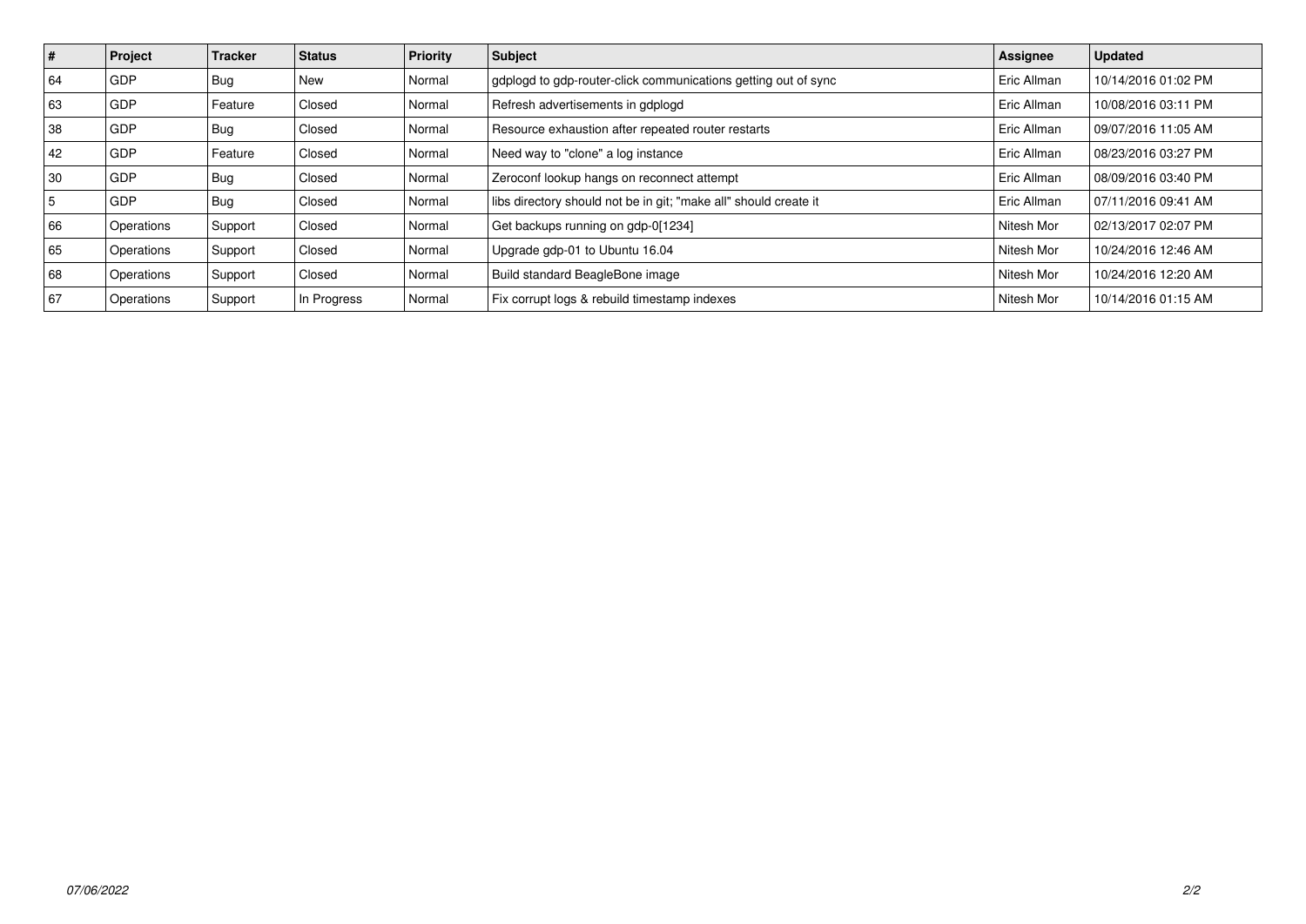| # | Project | Tracker | Status | Priority | Subject | Assignee | Updated |
|---|---|---|---|---|---|---|---|
| 64 | GDP | Bug | New | Normal | gdplogd to gdp-router-click communications getting out of sync | Eric Allman | 10/14/2016 01:02 PM |
| 63 | GDP | Feature | Closed | Normal | Refresh advertisements in gdplogd | Eric Allman | 10/08/2016 03:11 PM |
| 38 | GDP | Bug | Closed | Normal | Resource exhaustion after repeated router restarts | Eric Allman | 09/07/2016 11:05 AM |
| 42 | GDP | Feature | Closed | Normal | Need way to "clone" a log instance | Eric Allman | 08/23/2016 03:27 PM |
| 30 | GDP | Bug | Closed | Normal | Zeroconf lookup hangs on reconnect attempt | Eric Allman | 08/09/2016 03:40 PM |
| 5 | GDP | Bug | Closed | Normal | libs directory should not be in git; "make all" should create it | Eric Allman | 07/11/2016 09:41 AM |
| 66 | Operations | Support | Closed | Normal | Get backups running on gdp-0[1234] | Nitesh Mor | 02/13/2017 02:07 PM |
| 65 | Operations | Support | Closed | Normal | Upgrade gdp-01 to Ubuntu 16.04 | Nitesh Mor | 10/24/2016 12:46 AM |
| 68 | Operations | Support | Closed | Normal | Build standard BeagleBone image | Nitesh Mor | 10/24/2016 12:20 AM |
| 67 | Operations | Support | In Progress | Normal | Fix corrupt logs & rebuild timestamp indexes | Nitesh Mor | 10/14/2016 01:15 AM |